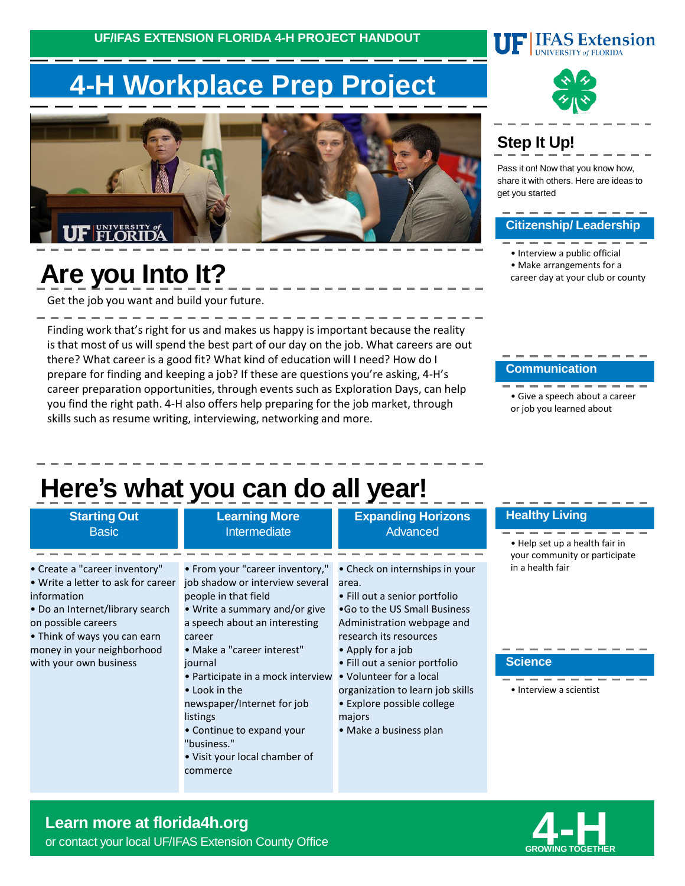UF/IFAS EXTENSION FLORIDA 4-H PROJECT HANDOUT

# 4-H Workplace Prep Project

## Are you Into It?

Get the job you want and build your future.

Finding work that's right for us and makes us happy is important because the reality is that most of us will spend the best part of our day on the job. What careers are out there? What career is a good fit? What kind of education will I need? How do I prepare for finding and keeping a job? If these are questions you're asking, 4-H's career preparation opportunities, through events such as Exploration Days, can help you find the right path. 4-H also offers help preparing for the job market, through skills such as resume writing, interviewing, networking and more.

## Here's what you can do all year!

| Starting Out<br>Basic | Learning More<br>Intermediate | Expanding Horizons<br>Advanced |
| --- | --- | --- |
| • Create a "career inventory"<br>• Write a letter to ask for career information<br>• Do an Internet/library search on possible careers<br>• Think of ways you can earn money in your neighborhood with your own business | • From your "career inventory," job shadow or interview several people in that field<br>• Write a summary and/or give a speech about an interesting career<br>• Make a "career interest" journal<br>• Participate in a mock interview<br>• Look in the newspaper/Internet for job listings<br>• Continue to expand your "business."<br>• Visit your local chamber of commerce | • Check on internships in your area.<br>• Fill out a senior portfolio<br>•Go to the US Small Business Administration webpage and research its resources<br>• Apply for a job<br>• Fill out a senior portfolio<br>• Volunteer for a local organization to learn job skills<br>• Explore possible college majors<br>• Make a business plan |

## Step It Up!

Pass it on! Now that you know how, share it with others. Here are ideas to get you started

### Citizenship/ Leadership

- Interview a public official
- Make arrangements for a career day at your club or county

### Communication

- Give a speech about a career or job you learned about

### Healthy Living

- Help set up a health fair in your community or participate in a health fair

### Science

- Interview a scientist

**Learn more at florida4h.org**
or contact your local UF/IFAS Extension County Office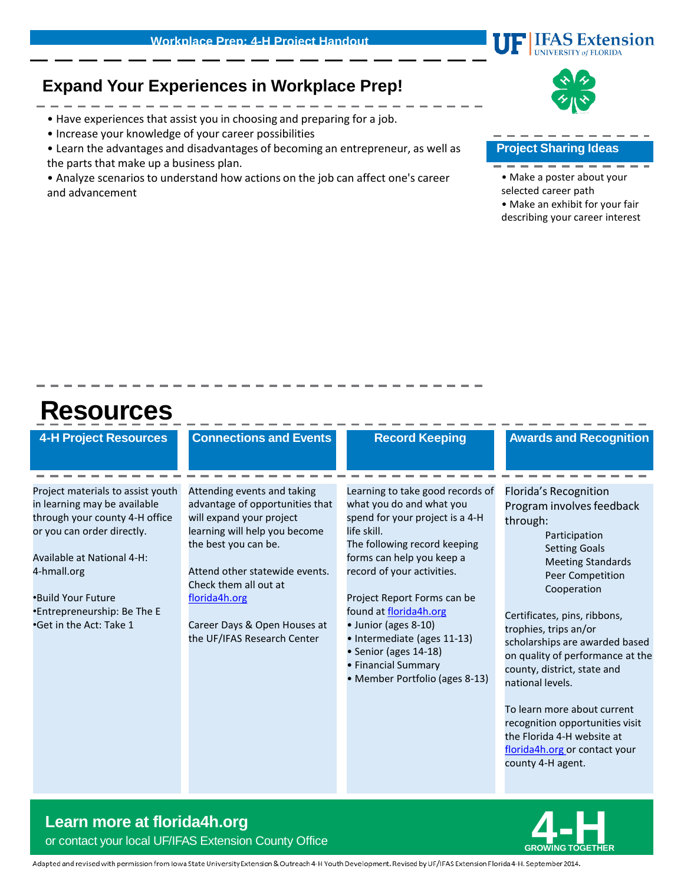## Expand Your Experiences in Workplace Prep!

- Have experiences that assist you in choosing and preparing for a job.
- Increase your knowledge of your career possibilities
- Learn the advantages and disadvantages of becoming an entrepreneur, as well as the parts that make up a business plan.
- Analyze scenarios to understand how actions on the job can affect one's career and advancement

### Project Sharing Ideas

- Make a poster about your selected career path
- Make an exhibit for your fair describing your career interest

# Resources

### 4-H Project Resources

Project materials to assist youth in learning may be available through your county 4-H office or you can order directly.

Available at National 4-H: 4-hmall.org

- Build Your Future
- Entrepreneurship: Be The E
- Get in the Act: Take 1

### Connections and Events

Attending events and taking advantage of opportunities that will expand your project learning will help you become the best you can be.

Attend other statewide events. Check them all out at florida4h.org

Career Days & Open Houses at the UF/IFAS Research Center

### Record Keeping

Learning to take good records of what you do and what you spend for your project is a 4-H life skill.
The following record keeping forms can help you keep a record of your activities.

Project Report Forms can be found at florida4h.org

- Junior (ages 8-10)
- Intermediate (ages 11-13)
- Senior (ages 14-18)
- Financial Summary
- Member Portfolio (ages 8-13)

### Awards and Recognition

Florida's Recognition Program involves feedback through:

- Participation
- Setting Goals
- Meeting Standards
- Peer Competition
- Cooperation

Certificates, pins, ribbons, trophies, trips an/or scholarships are awarded based on quality of performance at the county, district, state and national levels.

To learn more about current recognition opportunities visit the Florida 4-H website at florida4h.org or contact your county 4-H agent.

**Learn more at florida4h.org**
or contact your local UF/IFAS Extension County Office

Adapted and revised with permission from Iowa State University Extension & Outreach 4-H Youth Development. Revised by UF/IFAS Extension Florida 4-H. September 2014.